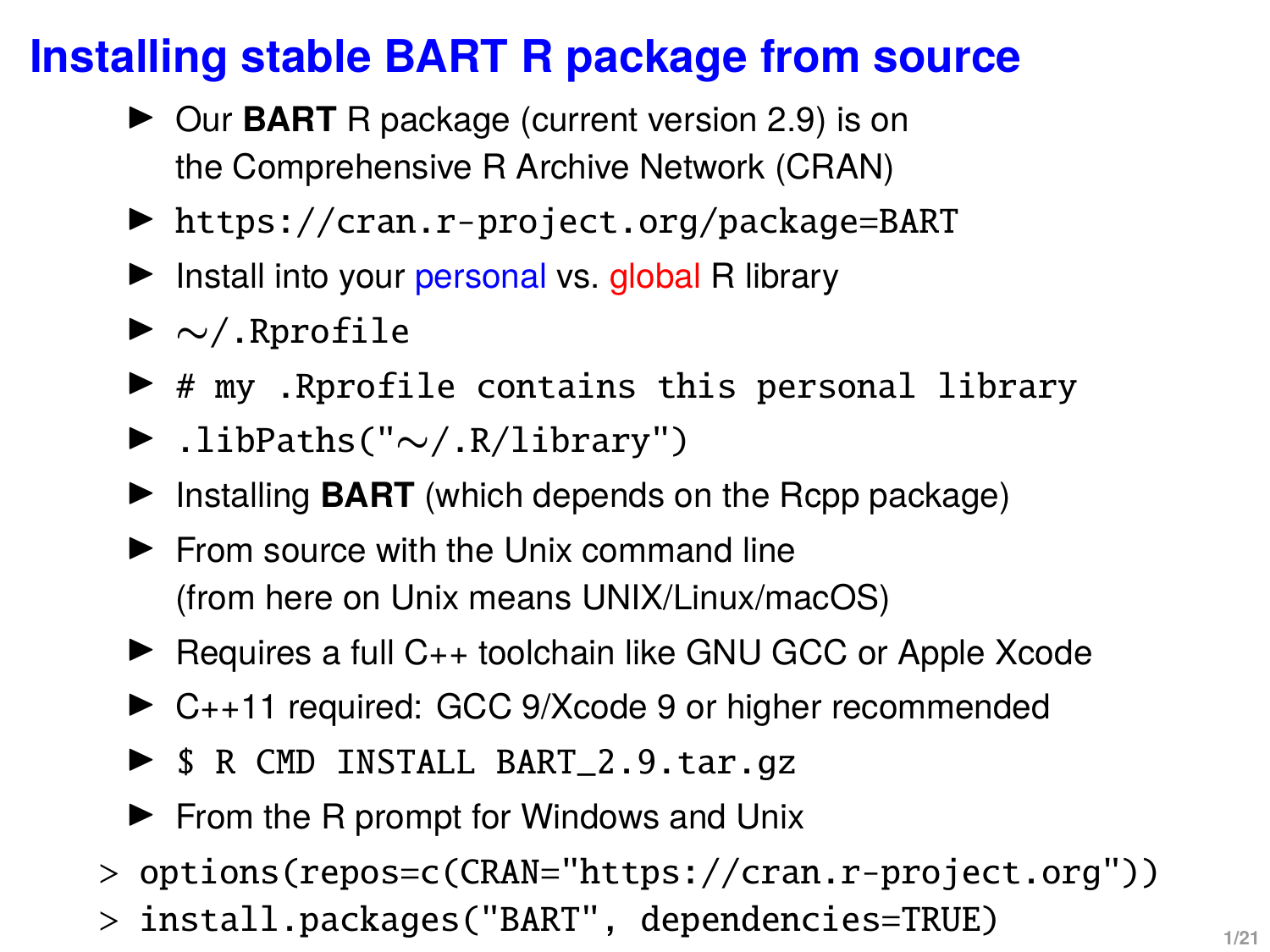# Installing stable BART R package from source

- Our **BART** R package (current version 2.9) is on the Comprehensive R Archive Network (CRAN)
- `https://cran.r-project.org/package=BART`
- Install into your personal vs. global R library
- `~/.Rprofile`
- `# my .Rprofile contains this personal library`
- `.libPaths("~/.R/library")`
- Installing **BART** (which depends on the Rcpp package)
- From source with the Unix command line (from here on Unix means UNIX/Linux/macOS)
- Requires a full C++ toolchain like GNU GCC or Apple Xcode
- C++11 required: GCC 9/Xcode 9 or higher recommended
- `$ R CMD INSTALL BART_2.9.tar.gz`
- From the R prompt for Windows and Unix

```
> options(repos=c(CRAN="https://cran.r-project.org"))
> install.packages("BART", dependencies=TRUE)
```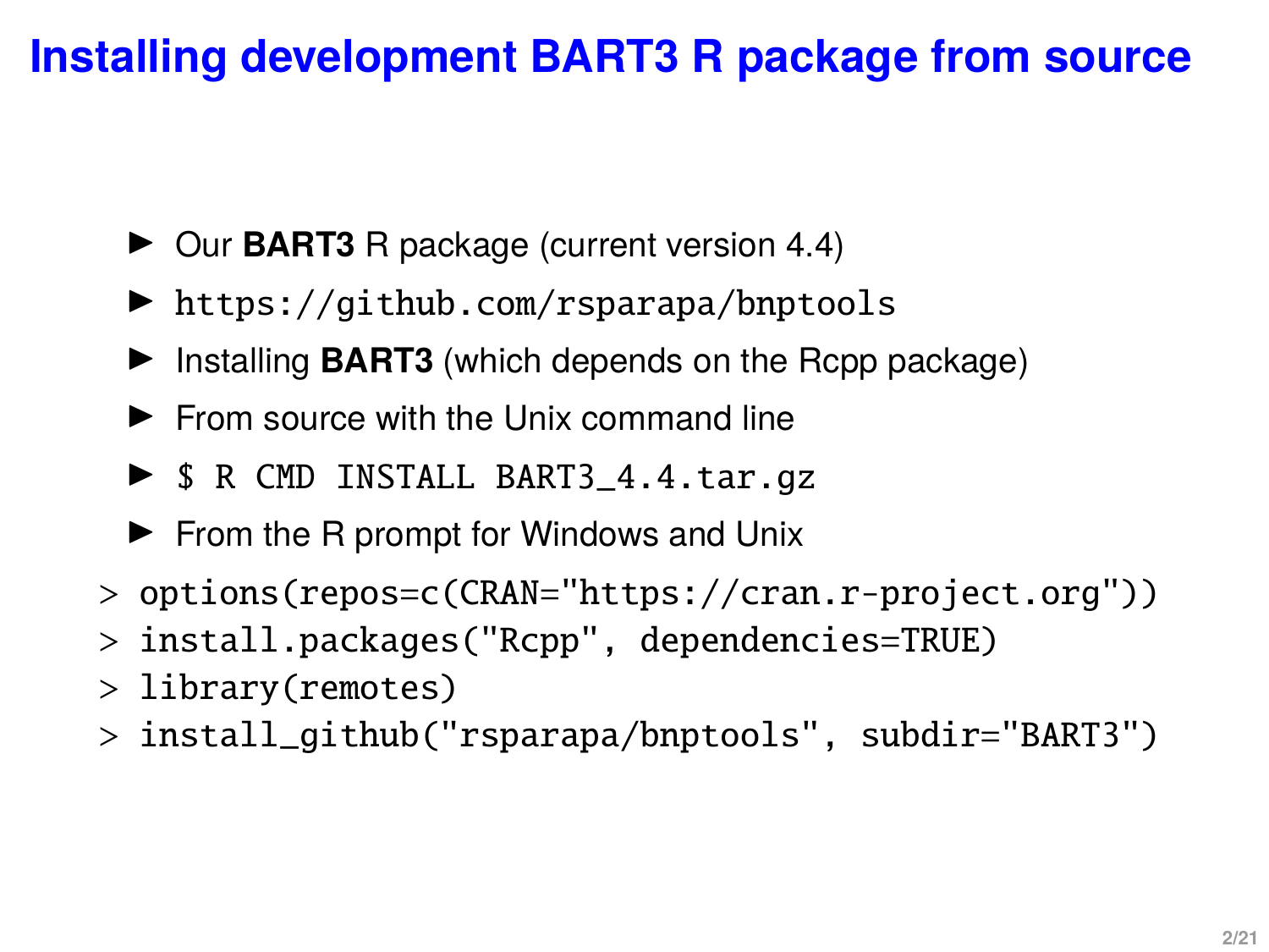# Installing development BART3 R package from source

- Our **BART3** R package (current version 4.4)
- `https://github.com/rsparapa/bnptools`
- Installing **BART3** (which depends on the Rcpp package)
- From source with the Unix command line
- `$ R CMD INSTALL BART3_4.4.tar.gz`
- From the R prompt for Windows and Unix

```
> options(repos=c(CRAN="https://cran.r-project.org"))
> install.packages("Rcpp", dependencies=TRUE)
> library(remotes)
> install_github("rsparapa/bnptools", subdir="BART3")
```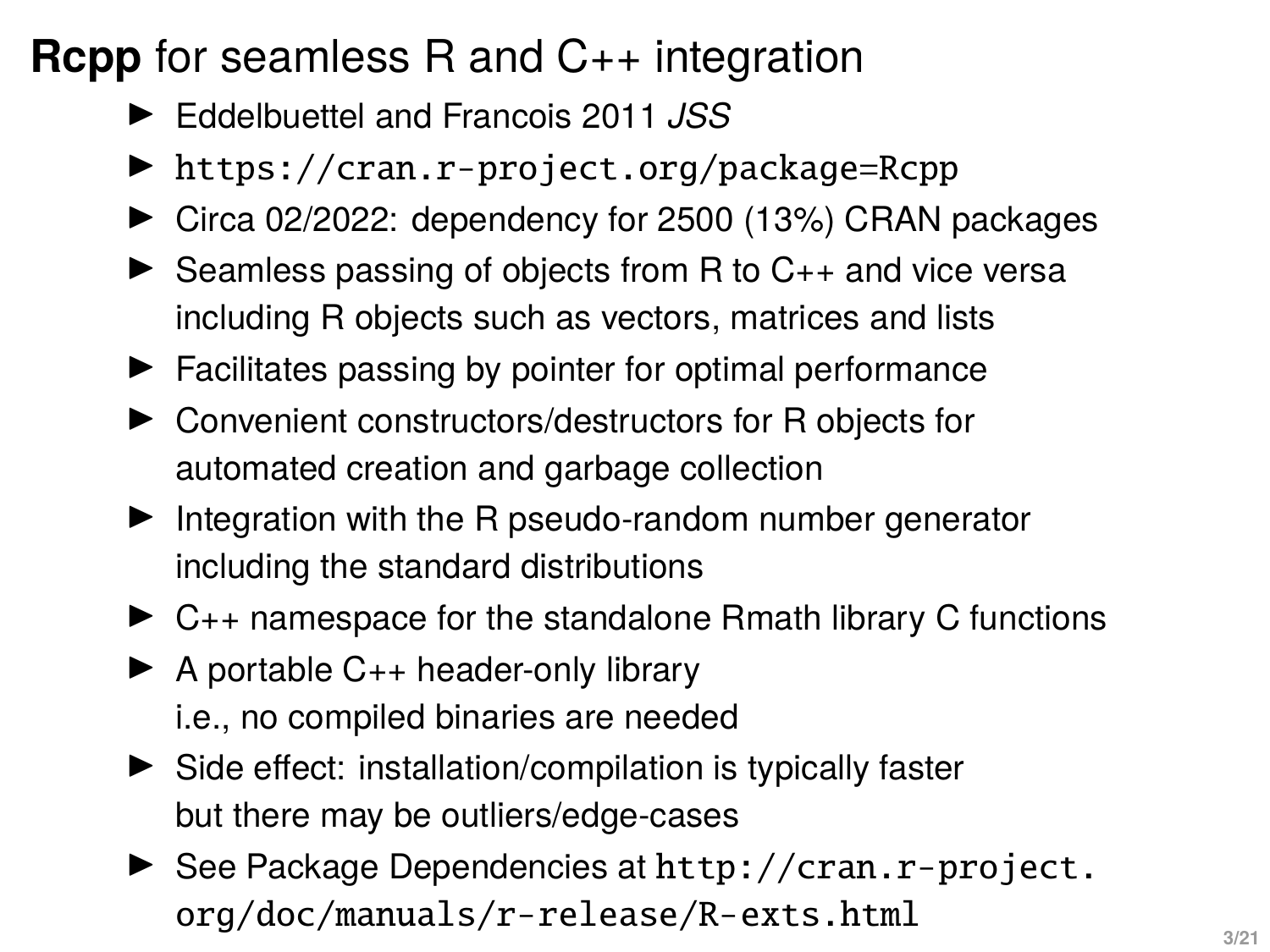# **Rcpp** for seamless R and C++ integration

- Eddelbuettel and Francois 2011 *JSS*
- `https://cran.r-project.org/package=Rcpp`
- Circa 02/2022: dependency for 2500 (13%) CRAN packages
- Seamless passing of objects from R to C++ and vice versa including R objects such as vectors, matrices and lists
- Facilitates passing by pointer for optimal performance
- Convenient constructors/destructors for R objects for automated creation and garbage collection
- Integration with the R pseudo-random number generator including the standard distributions
- C++ namespace for the standalone Rmath library C functions
- A portable C++ header-only library i.e., no compiled binaries are needed
- Side effect: installation/compilation is typically faster but there may be outliers/edge-cases
- See Package Dependencies at `http://cran.r-project.org/doc/manuals/r-release/R-exts.html`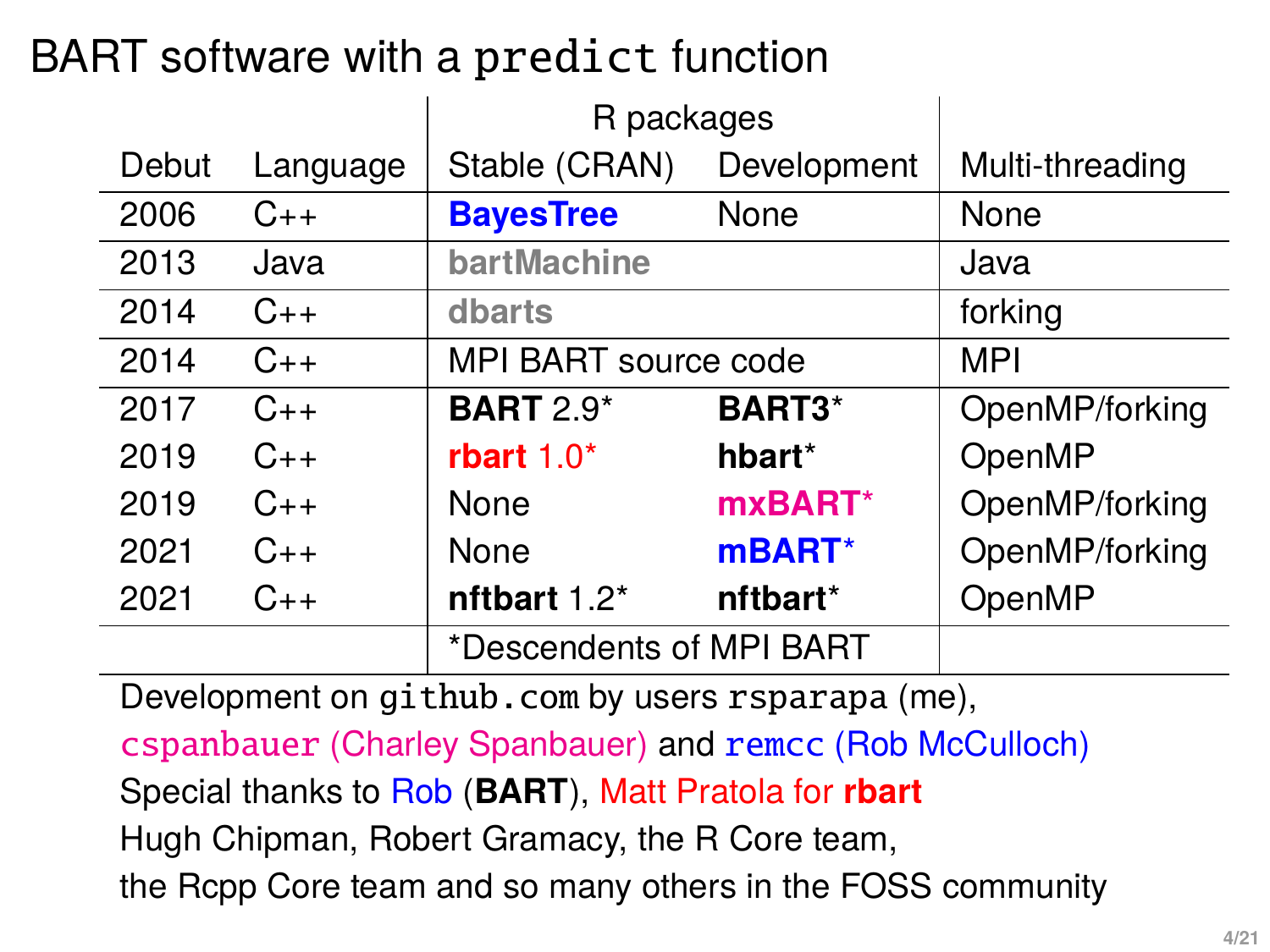# BART software with a `predict` function

| | | R packages | | |
|---|---|---|---|---|
| Debut | Language | Stable (CRAN) | Development | Multi-threading |
| 2006 | C++ | **BayesTree** | None | None |
| 2013 | Java | **bartMachine** | | Java |
| 2014 | C++ | **dbarts** | | forking |
| 2014 | C++ | MPI BART source code | | MPI |
| 2017 | C++ | **BART** 2.9* | **BART3*** | OpenMP/forking |
| 2019 | C++ | **rbart** 1.0* | **hbart*** | OpenMP |
| 2019 | C++ | None | **mxBART*** | OpenMP/forking |
| 2021 | C++ | None | **mBART*** | OpenMP/forking |
| 2021 | C++ | **nftbart** 1.2* | **nftbart*** | OpenMP |
| | | *Descendents of MPI BART | | |

Development on `github.com` by users `rsparapa` (me), `cspanbauer` (Charley Spanbauer) and `remcc` (Rob McCulloch)

Special thanks to Rob (**BART**), Matt Pratola for **rbart**

Hugh Chipman, Robert Gramacy, the R Core team, the Rcpp Core team and so many others in the FOSS community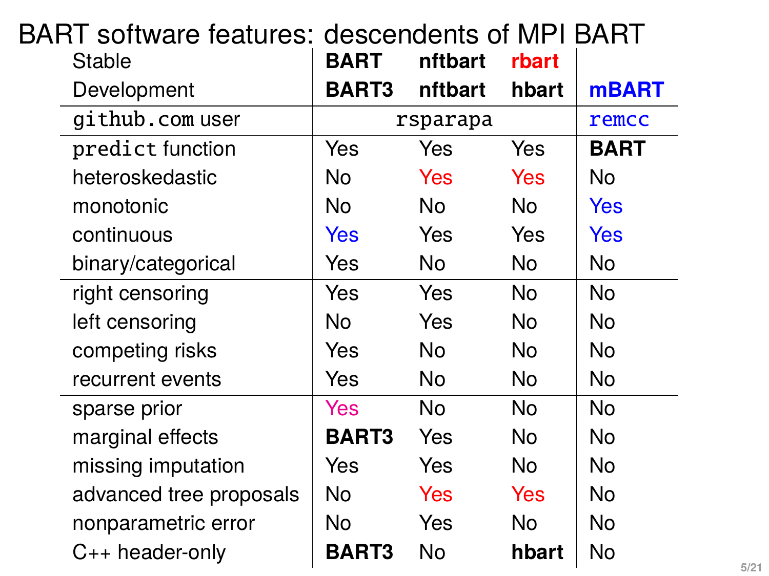# BART software features: descendents of MPI BART

| Stable | **BART** | **nftbart** | **rbart** | |
|---|---|---|---|---|
| Development | **BART3** | **nftbart** | **hbart** | **mBART** |
| `github.com` user | | `rsparapa` | | `remcc` |
| `predict` function | Yes | Yes | Yes | **BART** |
| heteroskedastic | No | Yes | Yes | No |
| monotonic | No | No | No | Yes |
| continuous | Yes | Yes | Yes | Yes |
| binary/categorical | Yes | No | No | No |
| right censoring | Yes | Yes | No | No |
| left censoring | No | Yes | No | No |
| competing risks | Yes | No | No | No |
| recurrent events | Yes | No | No | No |
| sparse prior | Yes | No | No | No |
| marginal effects | **BART3** | Yes | No | No |
| missing imputation | Yes | Yes | No | No |
| advanced tree proposals | No | Yes | Yes | No |
| nonparametric error | No | Yes | No | No |
| C++ header-only | **BART3** | No | **hbart** | No |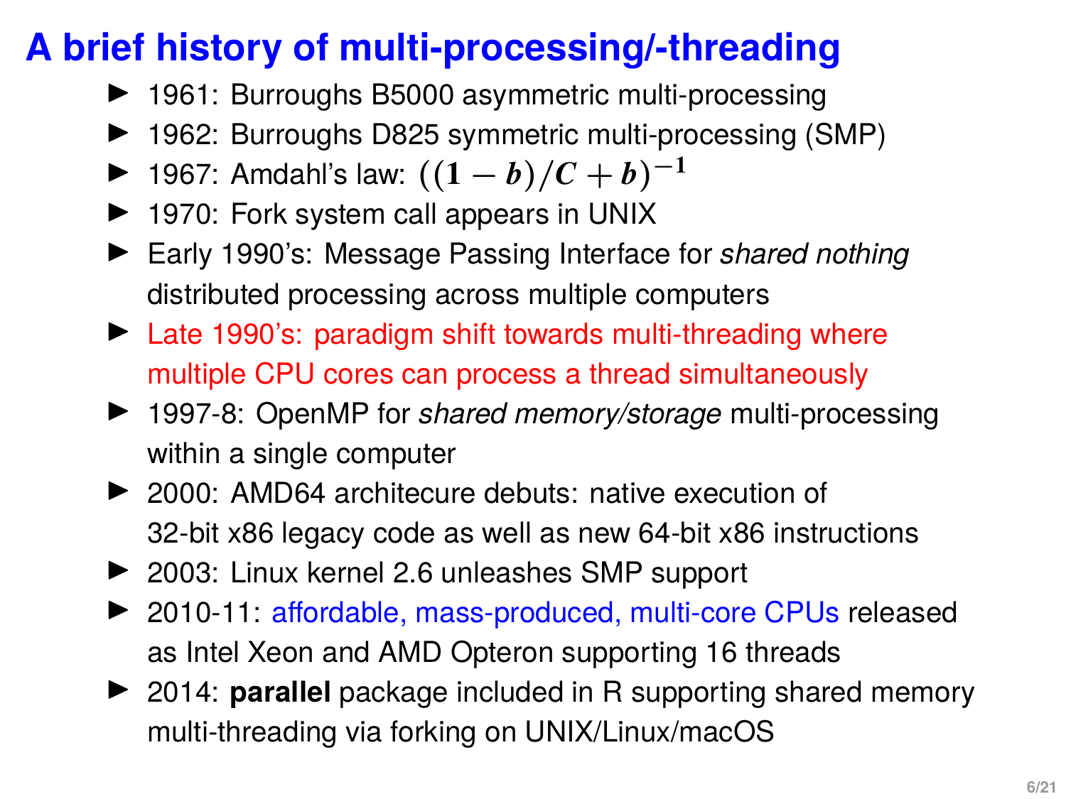# A brief history of multi-processing/-threading

- 1961: Burroughs B5000 asymmetric multi-processing
- 1962: Burroughs D825 symmetric multi-processing (SMP)
- 1967: Amdahl's law: $((1-b)/C+b)^{-1}$
- 1970: Fork system call appears in UNIX
- Early 1990's: Message Passing Interface for *shared nothing* distributed processing across multiple computers
- Late 1990's: paradigm shift towards multi-threading where multiple CPU cores can process a thread simultaneously
- 1997-8: OpenMP for *shared memory/storage* multi-processing within a single computer
- 2000: AMD64 architecure debuts: native execution of 32-bit x86 legacy code as well as new 64-bit x86 instructions
- 2003: Linux kernel 2.6 unleashes SMP support
- 2010-11: affordable, mass-produced, multi-core CPUs released as Intel Xeon and AMD Opteron supporting 16 threads
- 2014: **parallel** package included in R supporting shared memory multi-threading via forking on UNIX/Linux/macOS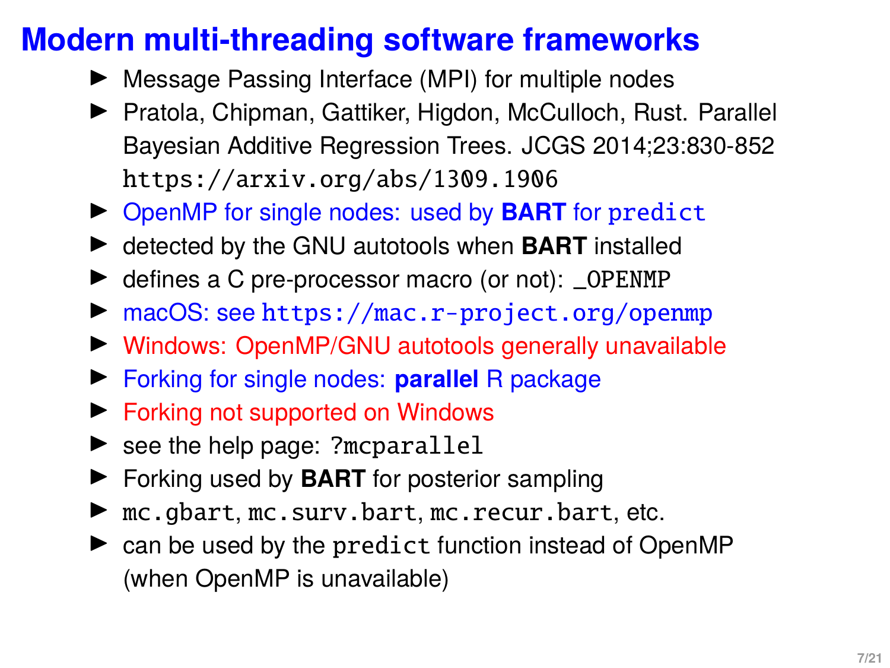# Modern multi-threading software frameworks

- Message Passing Interface (MPI) for multiple nodes
- Pratola, Chipman, Gattiker, Higdon, McCulloch, Rust. Parallel Bayesian Additive Regression Trees. JCGS 2014;23:830-852 `https://arxiv.org/abs/1309.1906`
- OpenMP for single nodes: used by **BART** for `predict`
- detected by the GNU autotools when **BART** installed
- defines a C pre-processor macro (or not): `_OPENMP`
- macOS: see `https://mac.r-project.org/openmp`
- Windows: OpenMP/GNU autotools generally unavailable
- Forking for single nodes: **parallel** R package
- Forking not supported on Windows
- see the help page: `?mcparallel`
- Forking used by **BART** for posterior sampling
- `mc.gbart`, `mc.surv.bart`, `mc.recur.bart`, etc.
- can be used by the `predict` function instead of OpenMP (when OpenMP is unavailable)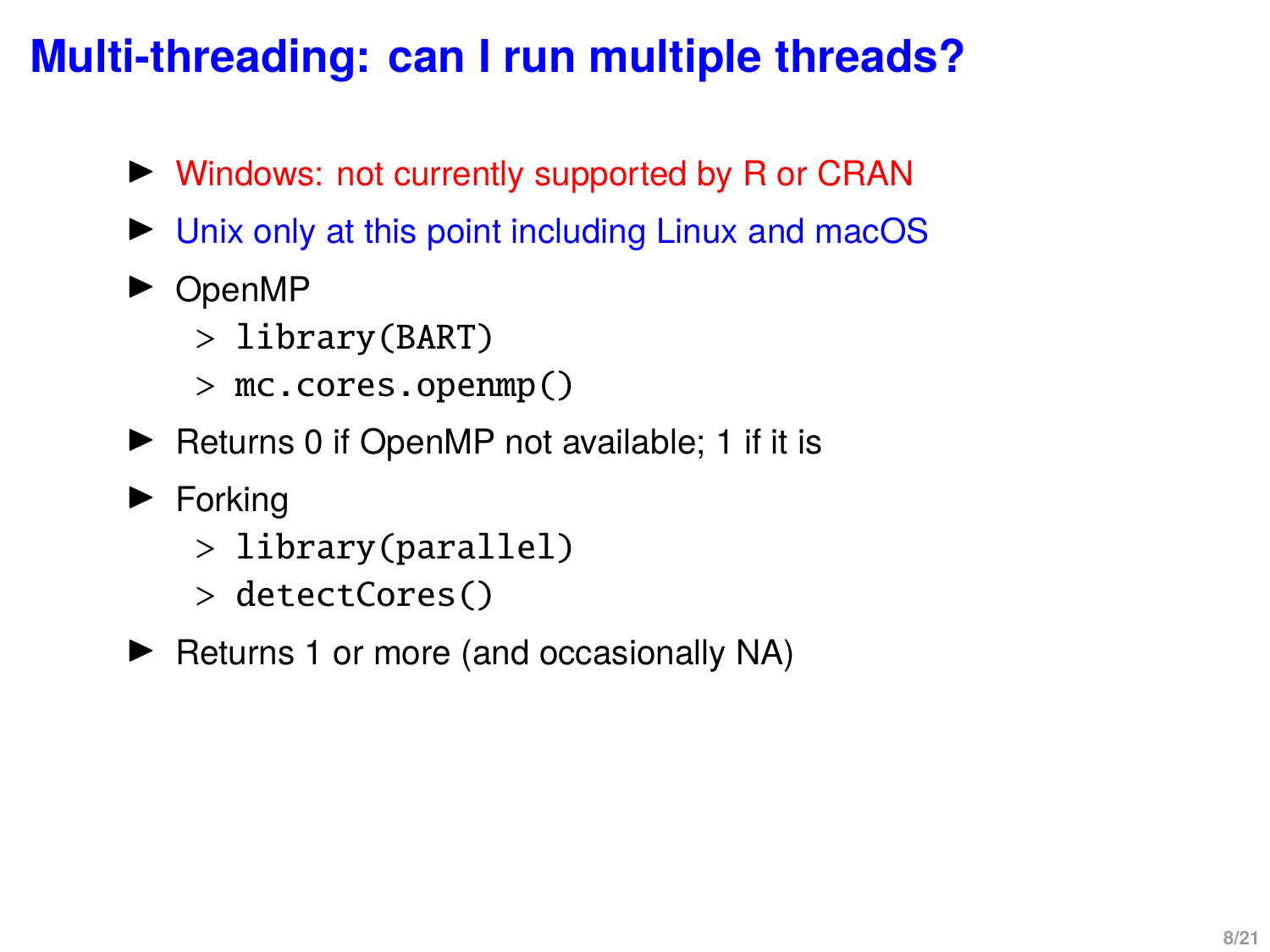# Multi-threading: can I run multiple threads?

- Windows: not currently supported by R or CRAN
- Unix only at this point including Linux and macOS
- OpenMP

```
> library(BART)
> mc.cores.openmp()
```

- Returns 0 if OpenMP not available; 1 if it is
- Forking

```
> library(parallel)
> detectCores()
```

- Returns 1 or more (and occasionally NA)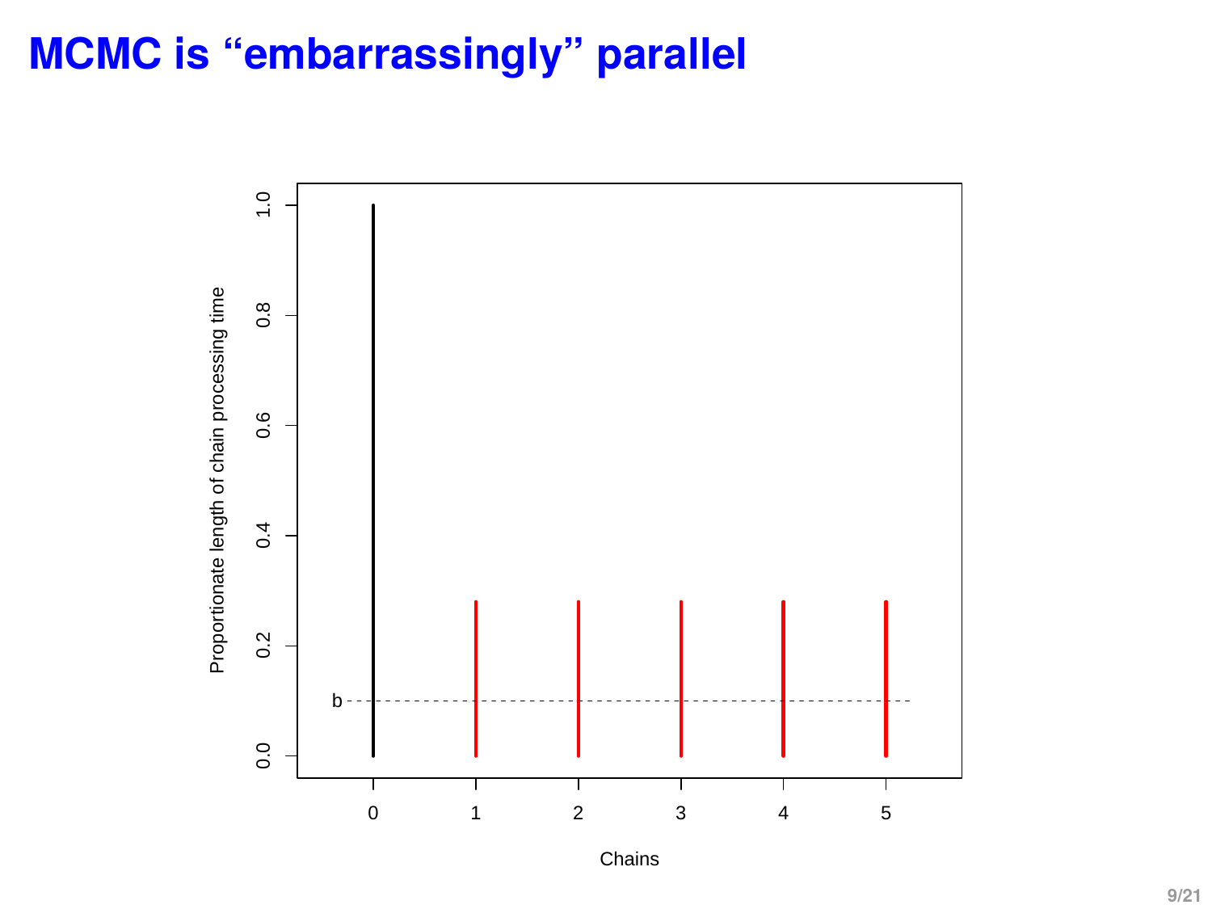# MCMC is “embarrassingly” parallel

Proportionate length of chain processing time

1.0

0.8

0.6

0.4

0.2

0.0

b

0 1 2 3 4 5

Chains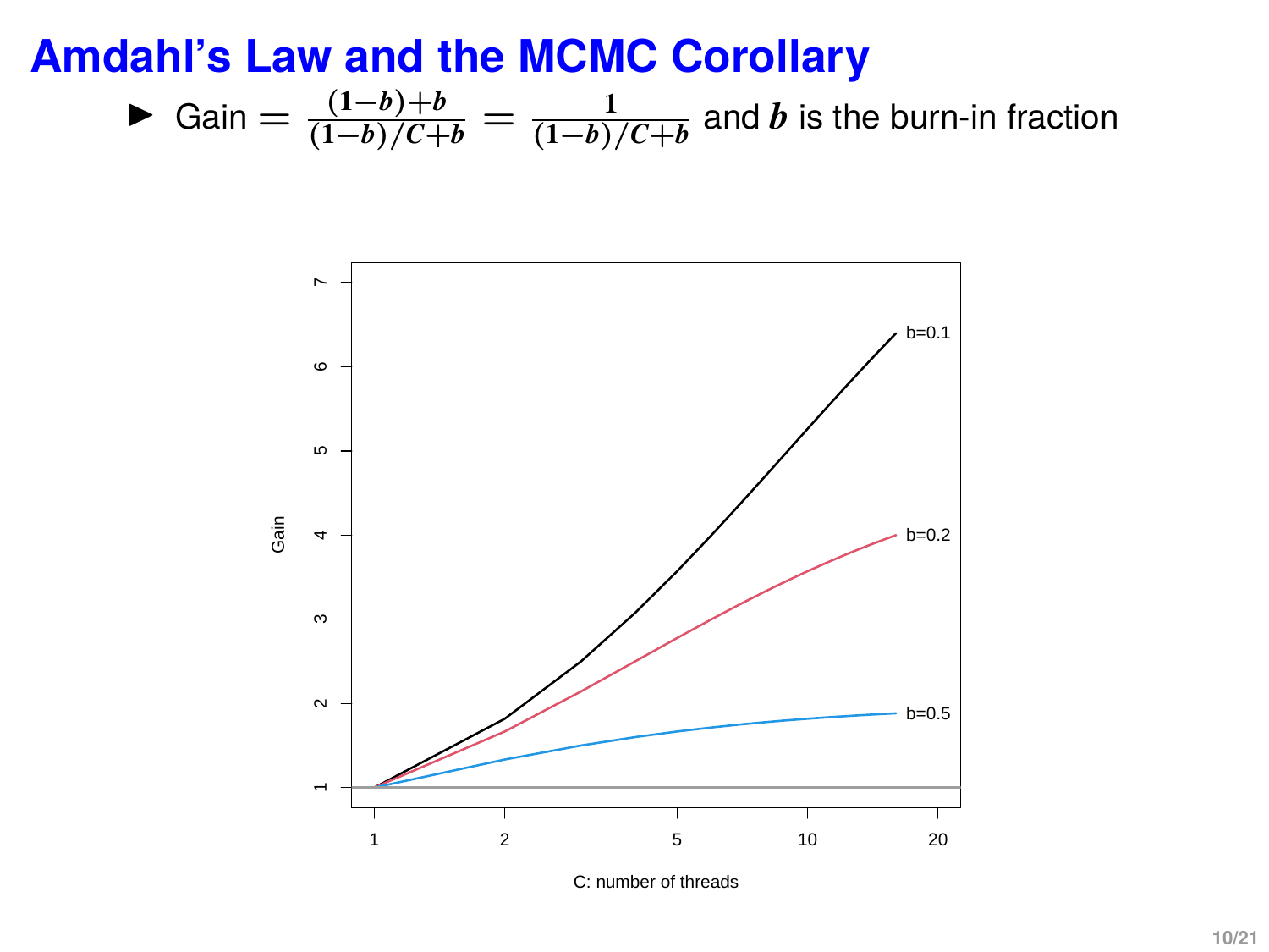# Amdahl's Law and the MCMC Corollary

- Gain $= \frac{(1-b)+b}{(1-b)/C+b} = \frac{1}{(1-b)/C+b}$ and $b$ is the burn-in fraction

Gain

1
2
3
4
5
6
7

C: number of threads

1
2
5
10
20

b=0.1
b=0.2
b=0.5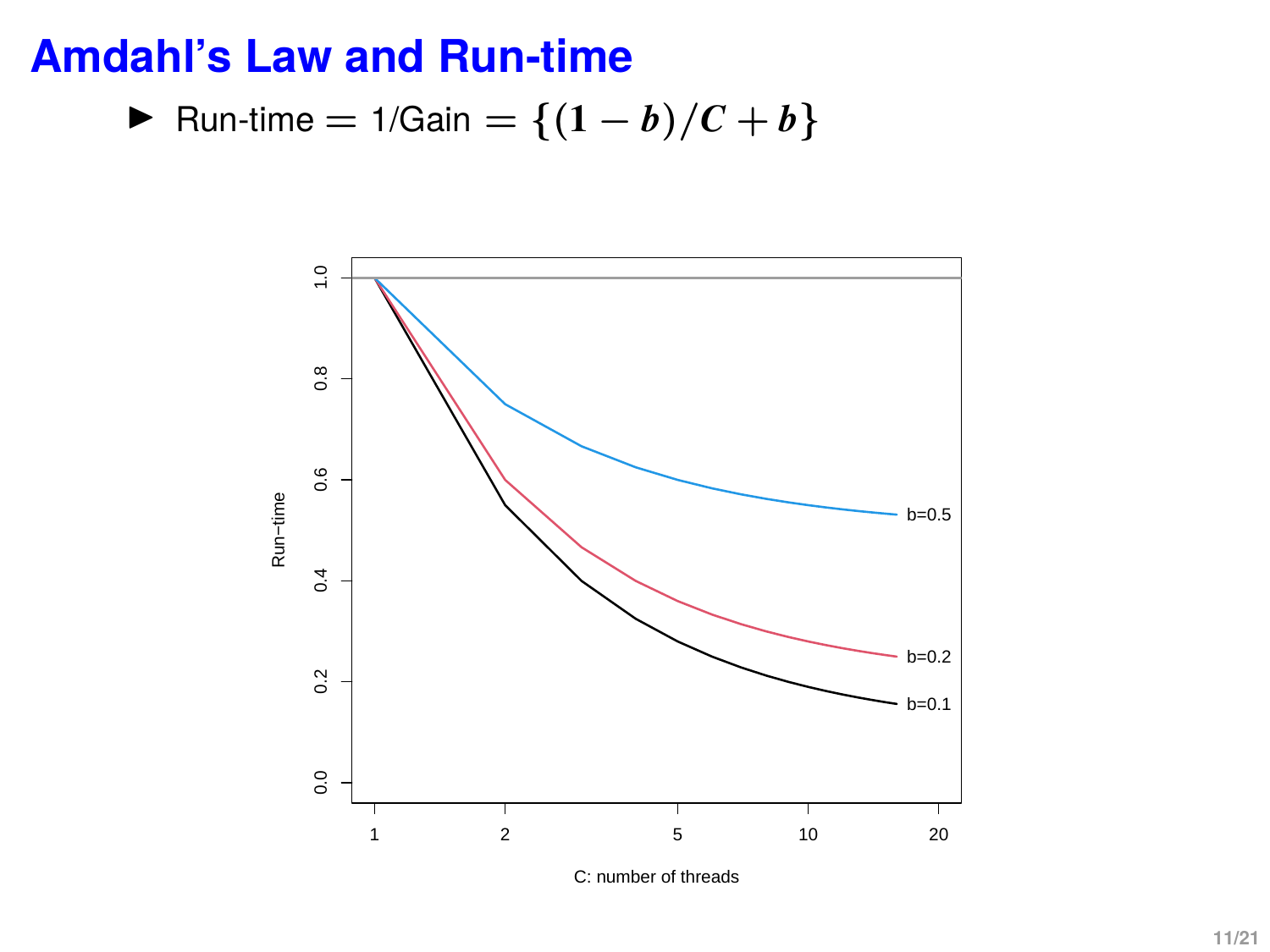# Amdahl's Law and Run-time

- Run-time = 1/Gain = $\{(1 - b)/C + b\}$

Run−time

1.0
0.8
0.6
0.4
0.2
0.0

b=0.5
b=0.2
b=0.1

1
2
5
10
20

C: number of threads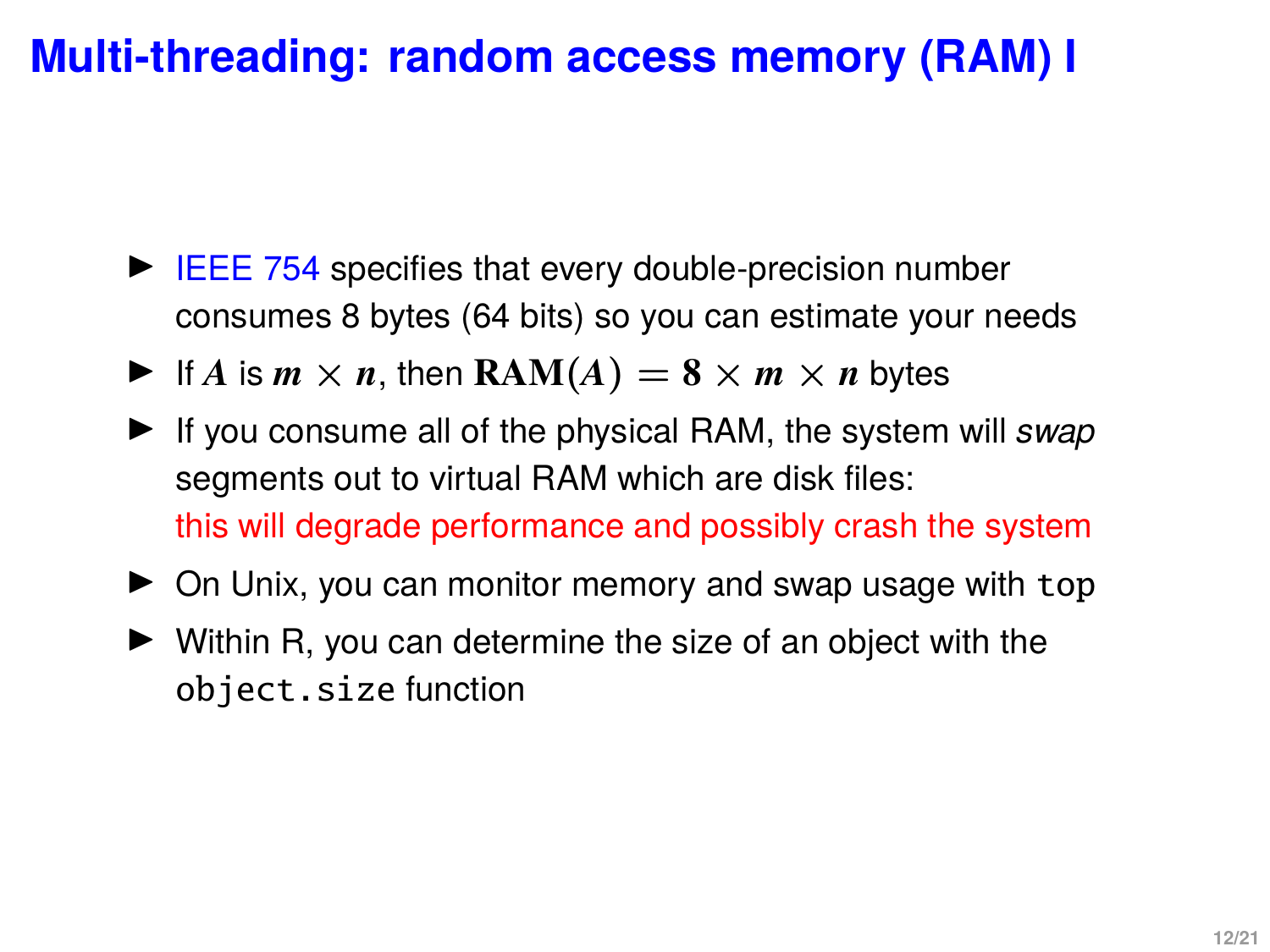# Multi-threading: random access memory (RAM) I

- IEEE 754 specifies that every double-precision number consumes 8 bytes (64 bits) so you can estimate your needs
- If $A$ is $m \times n$, then $\mathbf{RAM}(A) = 8 \times m \times n$ bytes
- If you consume all of the physical RAM, the system will *swap* segments out to virtual RAM which are disk files: this will degrade performance and possibly crash the system
- On Unix, you can monitor memory and swap usage with `top`
- Within R, you can determine the size of an object with the `object.size` function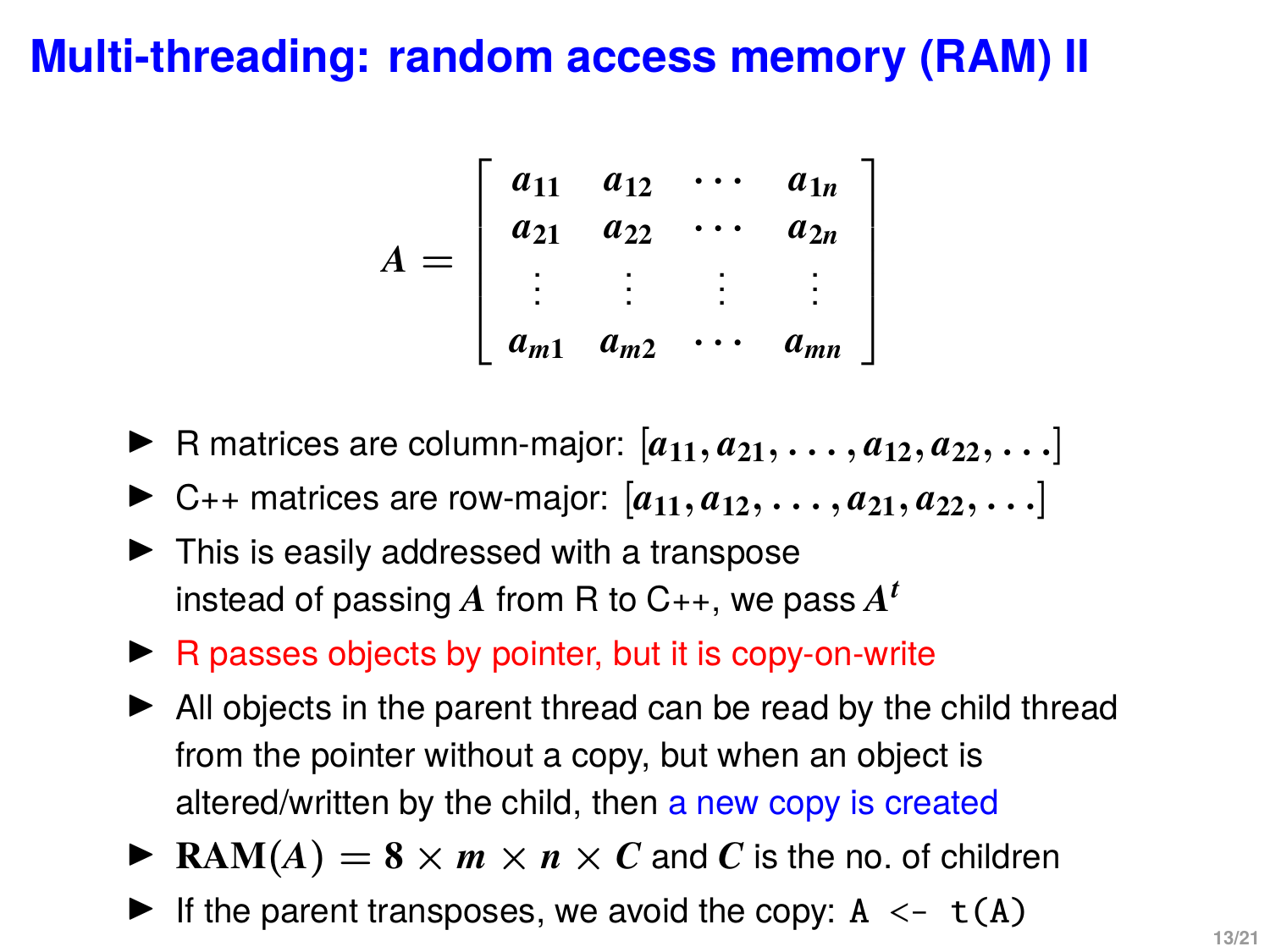# Multi-threading: random access memory (RAM) II

$$A = \begin{bmatrix} a_{11} & a_{12} & \cdots & a_{1n} \\ a_{21} & a_{22} & \cdots & a_{2n} \\ \vdots & \vdots & \vdots & \vdots \\ a_{m1} & a_{m2} & \cdots & a_{mn} \end{bmatrix}$$

- R matrices are column-major: $[a_{11}, a_{21}, \ldots, a_{12}, a_{22}, \ldots]$
- C++ matrices are row-major: $[a_{11}, a_{12}, \ldots, a_{21}, a_{22}, \ldots]$
- This is easily addressed with a transpose
  instead of passing $A$ from R to C++, we pass $A^t$
- R passes objects by pointer, but it is copy-on-write
- All objects in the parent thread can be read by the child thread from the pointer without a copy, but when an object is altered/written by the child, then a new copy is created
- $\mathbf{RAM}(A) = 8 \times m \times n \times C$ and $C$ is the no. of children
- If the parent transposes, we avoid the copy: `A <- t(A)`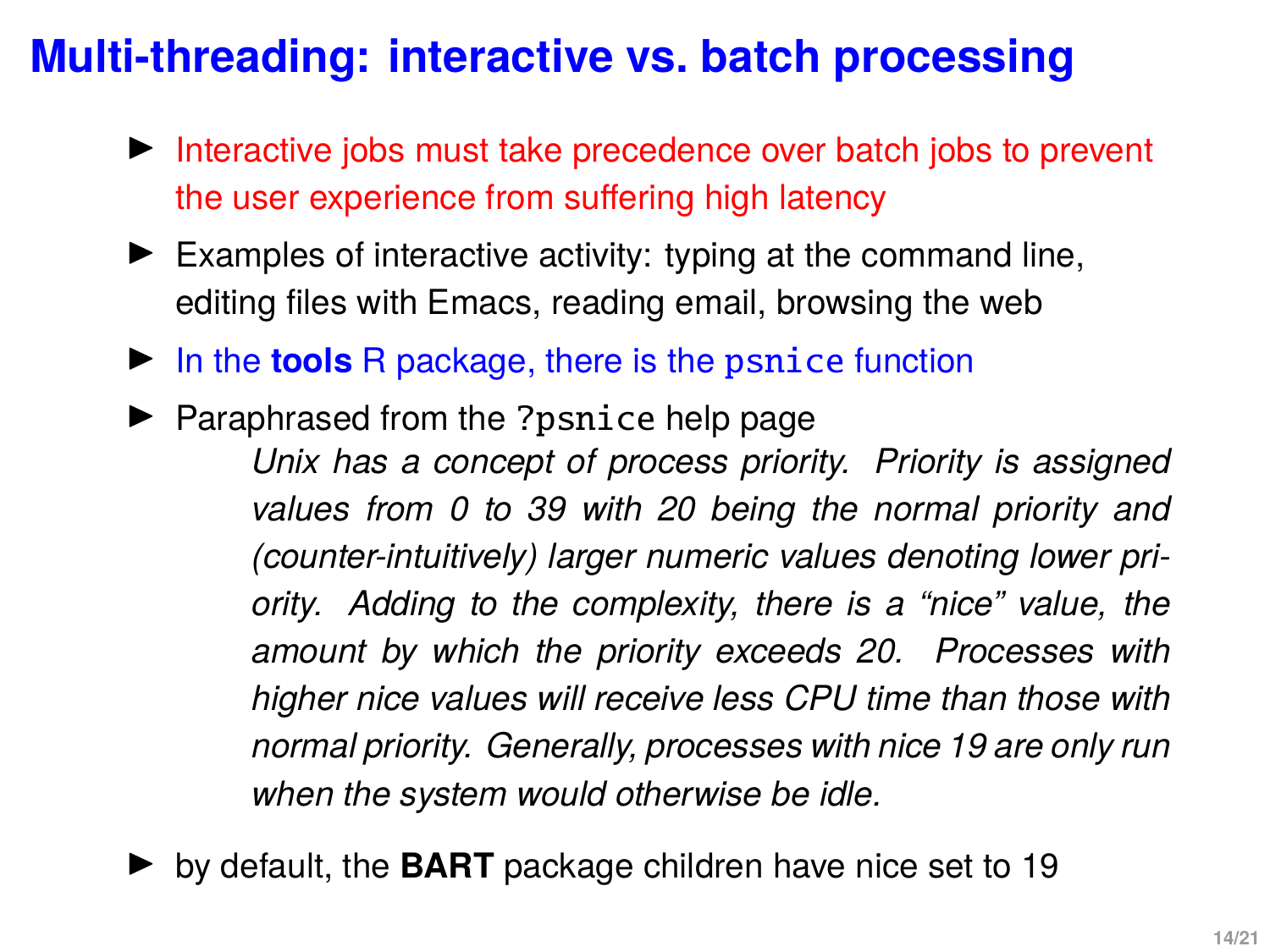# Multi-threading: interactive vs. batch processing

- Interactive jobs must take precedence over batch jobs to prevent the user experience from suffering high latency
- Examples of interactive activity: typing at the command line, editing files with Emacs, reading email, browsing the web
- In the **tools** R package, there is the `psnice` function
- Paraphrased from the `?psnice` help page

  > *Unix has a concept of process priority. Priority is assigned values from 0 to 39 with 20 being the normal priority and (counter-intuitively) larger numeric values denoting lower priority. Adding to the complexity, there is a "nice" value, the amount by which the priority exceeds 20. Processes with higher nice values will receive less CPU time than those with normal priority. Generally, processes with nice 19 are only run when the system would otherwise be idle.*

- by default, the **BART** package children have nice set to 19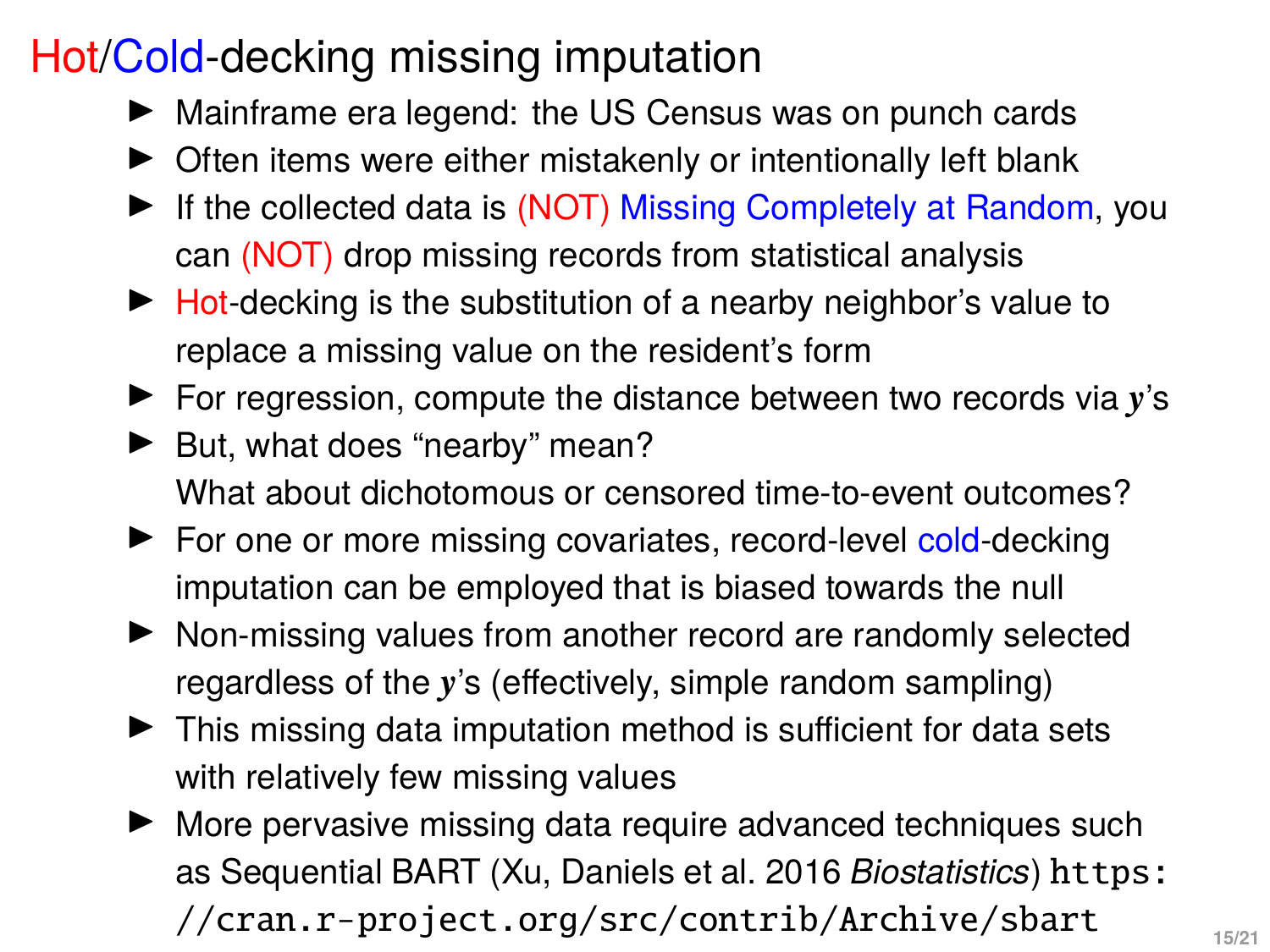# Hot/Cold-decking missing imputation

- Mainframe era legend: the US Census was on punch cards
- Often items were either mistakenly or intentionally left blank
- If the collected data is (NOT) Missing Completely at Random, you can (NOT) drop missing records from statistical analysis
- Hot-decking is the substitution of a nearby neighbor's value to replace a missing value on the resident's form
- For regression, compute the distance between two records via $\boldsymbol{y}$'s
- But, what does "nearby" mean?
  What about dichotomous or censored time-to-event outcomes?
- For one or more missing covariates, record-level cold-decking imputation can be employed that is biased towards the null
- Non-missing values from another record are randomly selected regardless of the $\boldsymbol{y}$'s (effectively, simple random sampling)
- This missing data imputation method is sufficient for data sets with relatively few missing values
- More pervasive missing data require advanced techniques such as Sequential BART (Xu, Daniels et al. 2016 *Biostatistics*) `https://cran.r-project.org/src/contrib/Archive/sbart`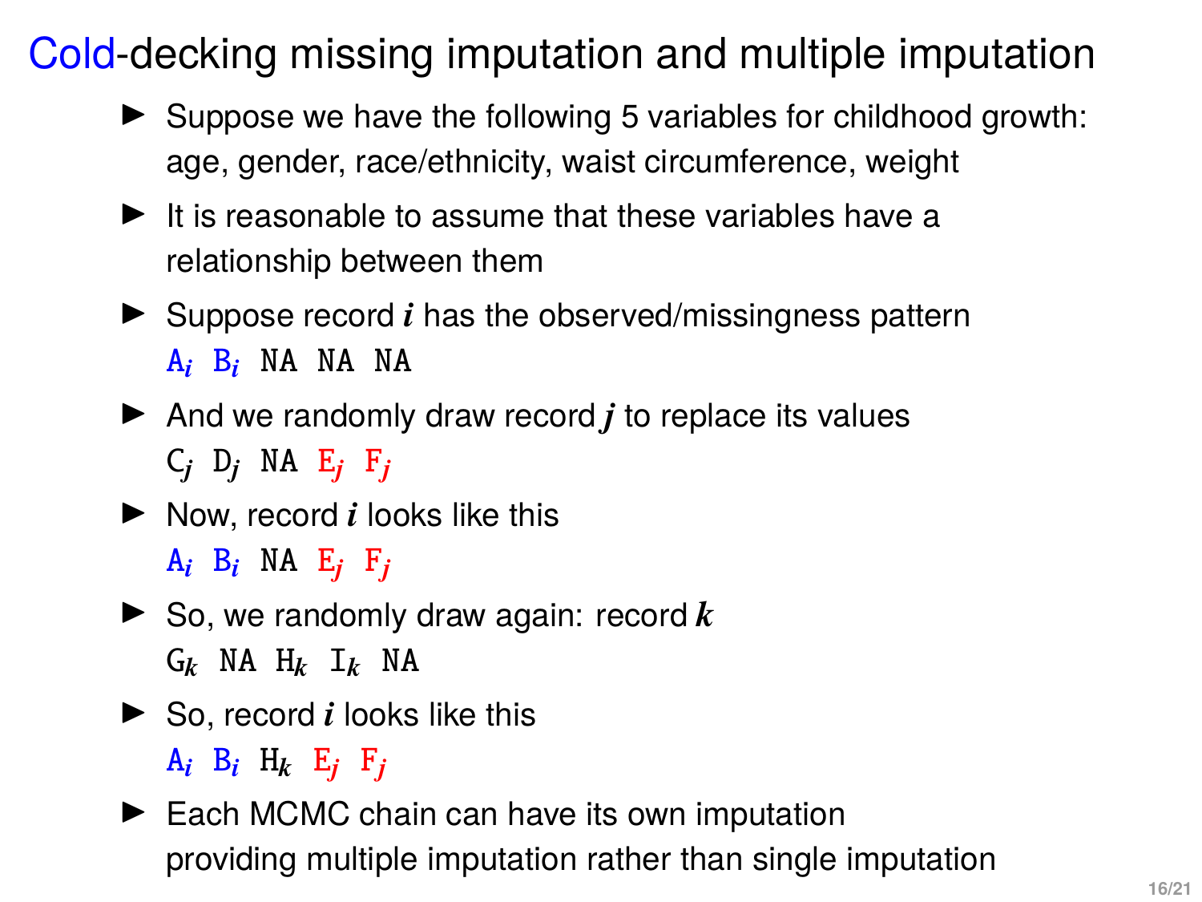# Cold-decking missing imputation and multiple imputation

- Suppose we have the following 5 variables for childhood growth: age, gender, race/ethnicity, waist circumference, weight
- It is reasonable to assume that these variables have a relationship between them
- Suppose record $i$ has the observed/missingness pattern
  $A_i$ $B_i$ NA NA NA
- And we randomly draw record $j$ to replace its values
  $C_j$ $D_j$ NA $E_j$ $F_j$
- Now, record $i$ looks like this
  $A_i$ $B_i$ NA $E_j$ $F_j$
- So, we randomly draw again: record $k$
  $G_k$ NA $H_k$ $I_k$ NA
- So, record $i$ looks like this
  $A_i$ $B_i$ $H_k$ $E_j$ $F_j$
- Each MCMC chain can have its own imputation providing multiple imputation rather than single imputation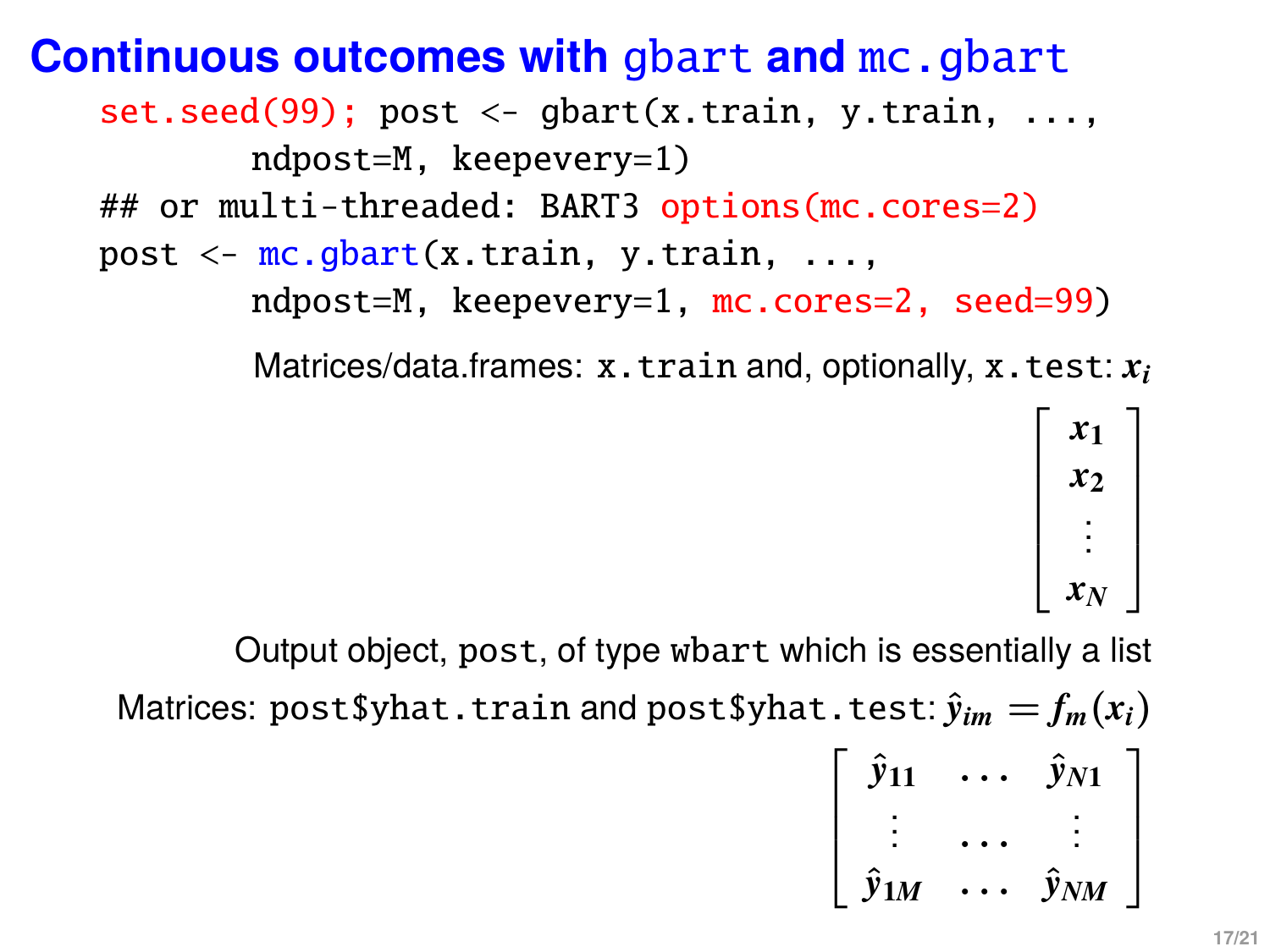# Continuous outcomes with gbart and mc.gbart

```
set.seed(99); post <- gbart(x.train, y.train, ...,
        ndpost=M, keepevery=1)
## or multi-threaded: BART3 options(mc.cores=2)
post <- mc.gbart(x.train, y.train, ...,
        ndpost=M, keepevery=1, mc.cores=2, seed=99)
```

Matrices/data.frames: x.train and, optionally, x.test: $\boldsymbol{x}_i$

$$\begin{bmatrix} \boldsymbol{x}_1 \\ \boldsymbol{x}_2 \\ \vdots \\ \boldsymbol{x}_N \end{bmatrix}$$

Output object, post, of type wbart which is essentially a list

Matrices: post$yhat.train and post$yhat.test: $\hat{y}_{im} = f_m(\boldsymbol{x}_i)$

$$\begin{bmatrix} \hat{y}_{11} & \ldots & \hat{y}_{N1} \\ \vdots & \ldots & \vdots \\ \hat{y}_{1M} & \ldots & \hat{y}_{NM} \end{bmatrix}$$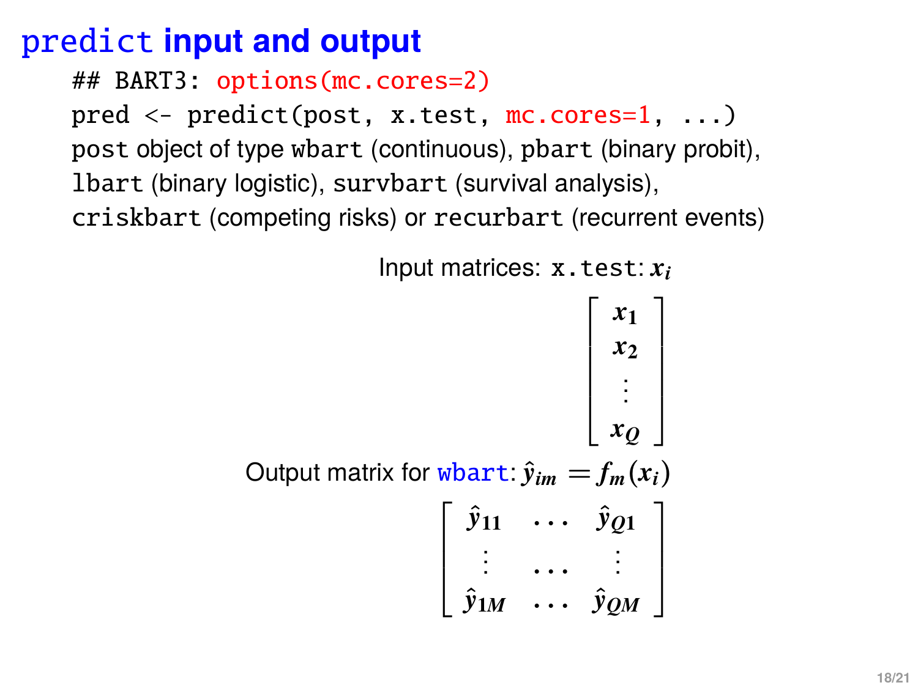# `predict` input and output

```
## BART3: options(mc.cores=2)
pred <- predict(post, x.test, mc.cores=1, ...)
```

`post` object of type `wbart` (continuous), `pbart` (binary probit), `lbart` (binary logistic), `survbart` (survival analysis), `criskbart` (competing risks) or `recurbart` (recurrent events)

Input matrices: `x.test`: $\boldsymbol{x}_i$

$$\begin{bmatrix} \boldsymbol{x}_1 \\ \boldsymbol{x}_2 \\ \vdots \\ \boldsymbol{x}_Q \end{bmatrix}$$

Output matrix for `wbart`: $\hat{y}_{im} = f_m(\boldsymbol{x}_i)$

$$\begin{bmatrix} \hat{y}_{11} & \dots & \hat{y}_{Q1} \\ \vdots & \dots & \vdots \\ \hat{y}_{1M} & \dots & \hat{y}_{QM} \end{bmatrix}$$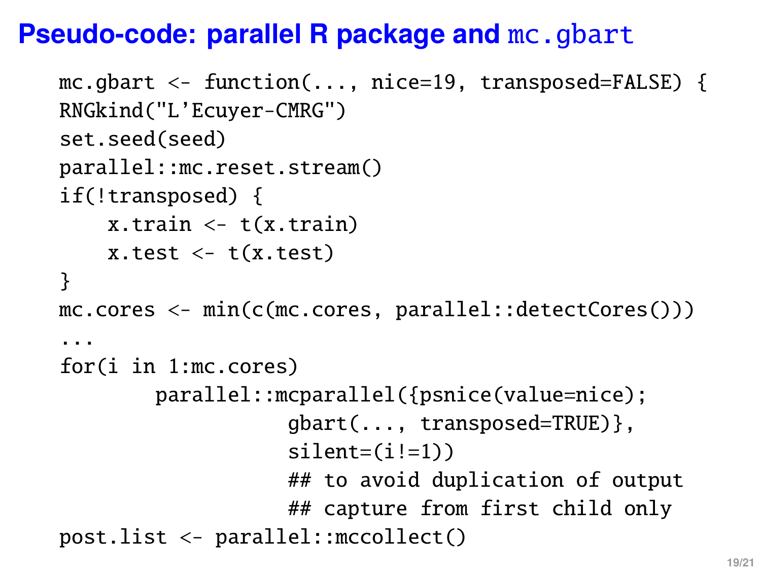# Pseudo-code: parallel R package and `mc.gbart`

```
mc.gbart <- function(..., nice=19, transposed=FALSE) {
RNGkind("L'Ecuyer-CMRG")
set.seed(seed)
parallel::mc.reset.stream()
if(!transposed) {
    x.train <- t(x.train)
    x.test <- t(x.test)
}
mc.cores <- min(c(mc.cores, parallel::detectCores()))
...
for(i in 1:mc.cores)
        parallel::mcparallel({psnice(value=nice);
                   gbart(..., transposed=TRUE)},
                   silent=(i!=1))
                   ## to avoid duplication of output
                   ## capture from first child only
post.list <- parallel::mccollect()
```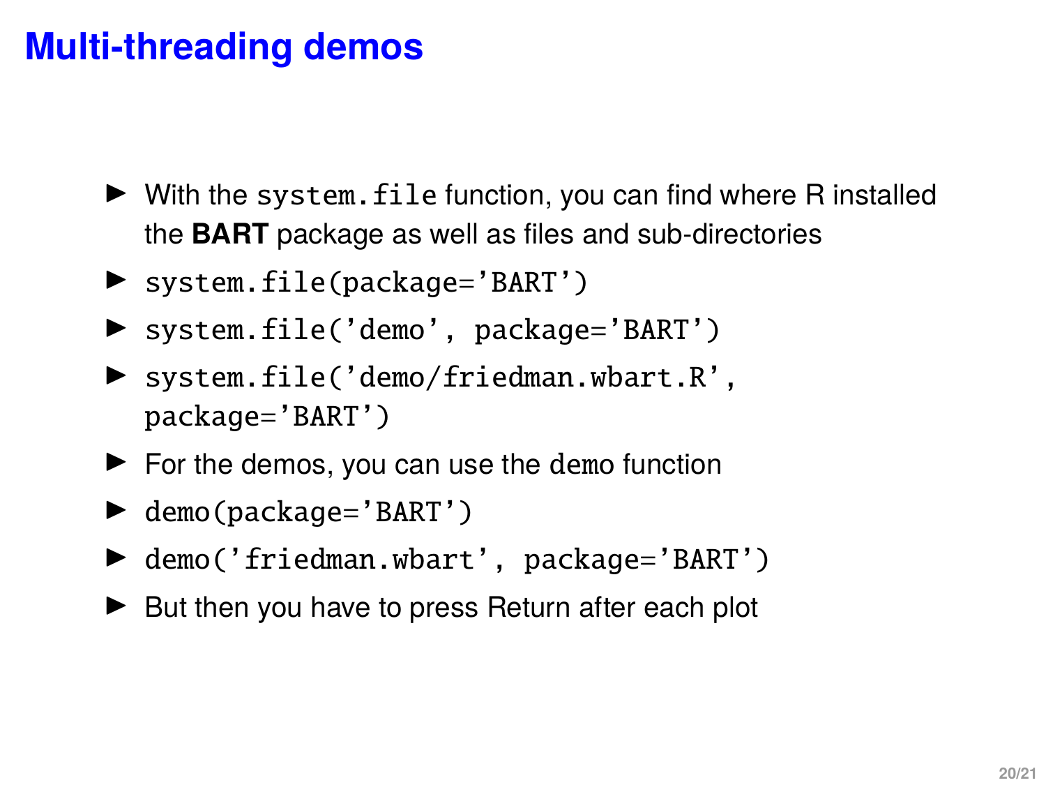# Multi-threading demos

- With the `system.file` function, you can find where R installed the **BART** package as well as files and sub-directories
- `system.file(package='BART')`
- `system.file('demo', package='BART')`
- `system.file('demo/friedman.wbart.R', package='BART')`
- For the demos, you can use the demo function
- `demo(package='BART')`
- `demo('friedman.wbart', package='BART')`
- But then you have to press Return after each plot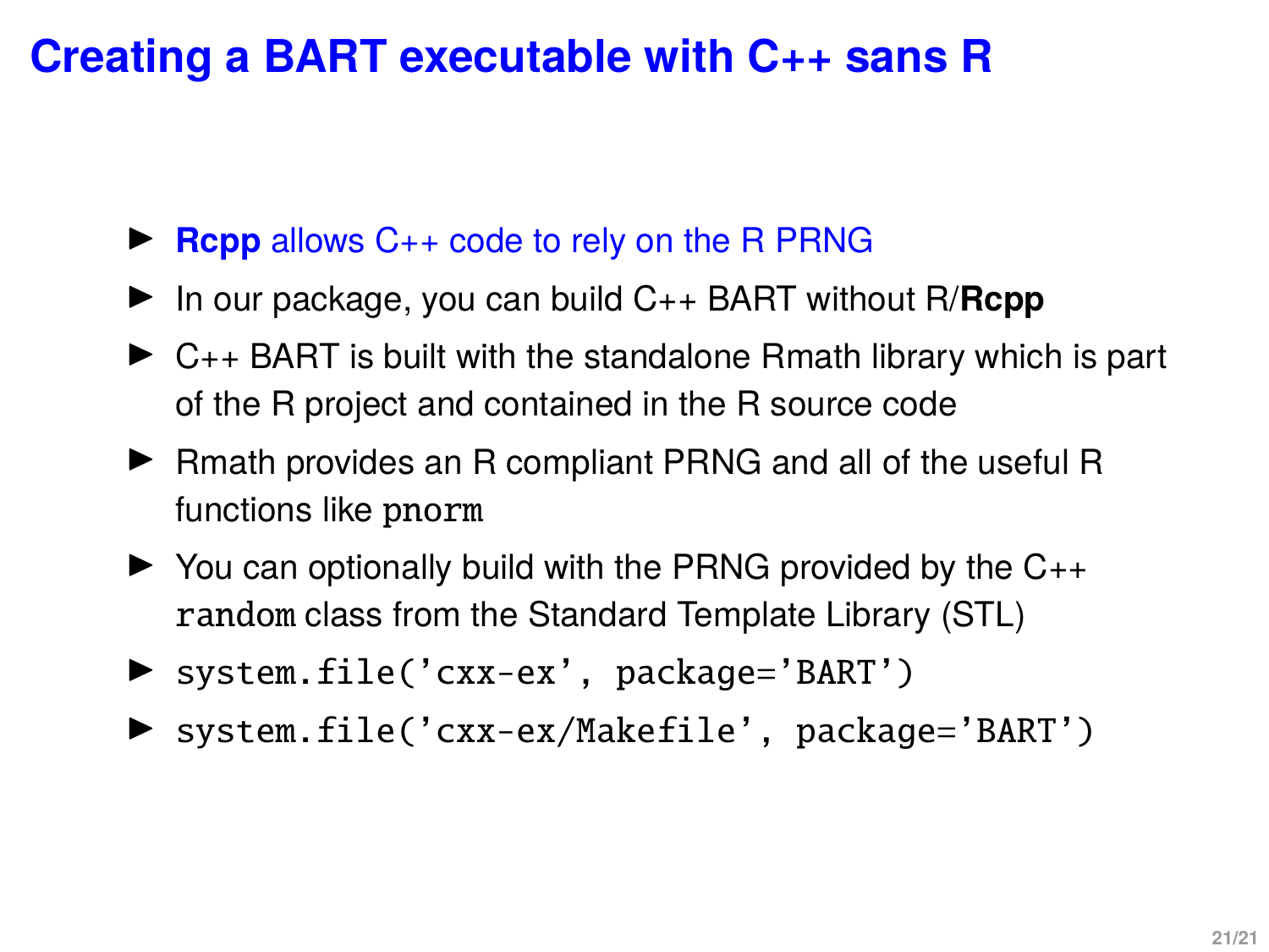# Creating a BART executable with C++ sans R

- **Rcpp** allows C++ code to rely on the R PRNG
- In our package, you can build C++ BART without R/**Rcpp**
- C++ BART is built with the standalone Rmath library which is part of the R project and contained in the R source code
- Rmath provides an R compliant PRNG and all of the useful R functions like `pnorm`
- You can optionally build with the PRNG provided by the C++ `random` class from the Standard Template Library (STL)
- `system.file('cxx-ex', package='BART')`
- `system.file('cxx-ex/Makefile', package='BART')`